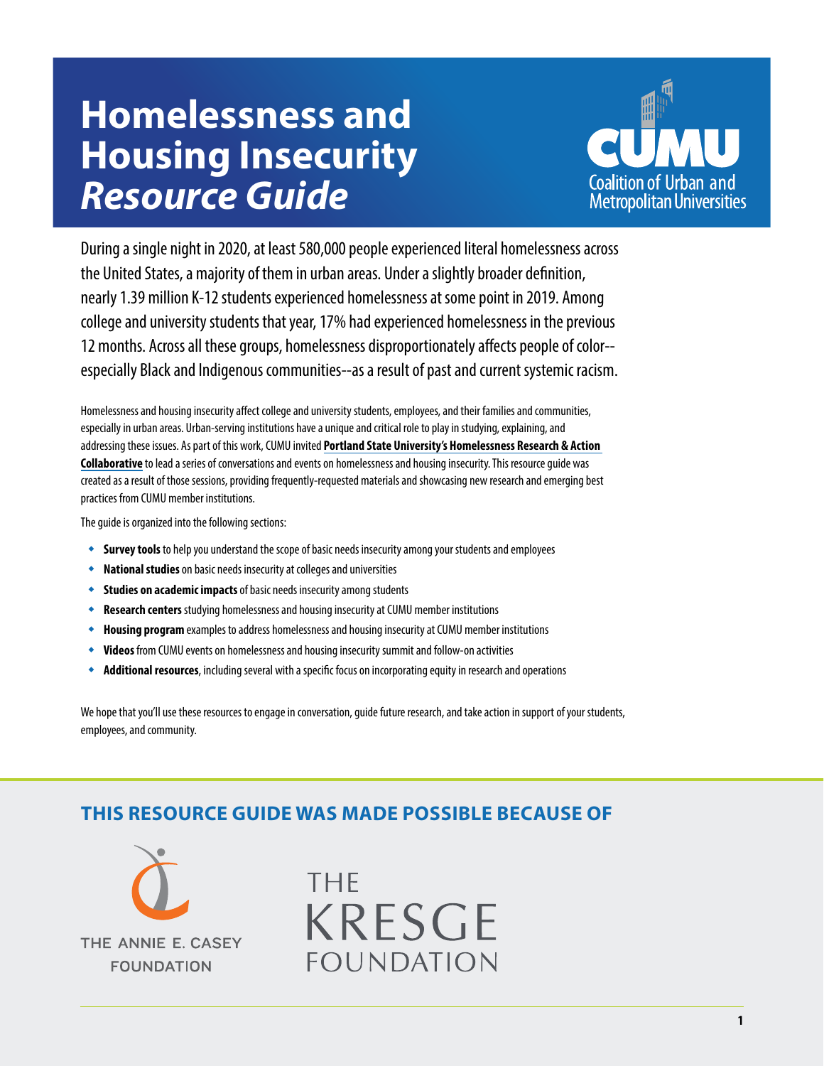# Homelessness and Housing Insecurity *Resource Guide*

CUMU
Coalition of Urban and Metropolitan Universities

During a single night in 2020, at least 580,000 people experienced literal homelessness across the United States, a majority of them in urban areas. Under a slightly broader definition, nearly 1.39 million K-12 students experienced homelessness at some point in 2019. Among college and university students that year, 17% had experienced homelessness in the previous 12 months. Across all these groups, homelessness disproportionately affects people of color--especially Black and Indigenous communities--as a result of past and current systemic racism.

Homelessness and housing insecurity affect college and university students, employees, and their families and communities, especially in urban areas. Urban-serving institutions have a unique and critical role to play in studying, explaining, and addressing these issues. As part of this work, CUMU invited **Portland State University's Homelessness Research & Action Collaborative** to lead a series of conversations and events on homelessness and housing insecurity. This resource guide was created as a result of those sessions, providing frequently-requested materials and showcasing new research and emerging best practices from CUMU member institutions.

The guide is organized into the following sections:

- **Survey tools** to help you understand the scope of basic needs insecurity among your students and employees
- **National studies** on basic needs insecurity at colleges and universities
- **Studies on academic impacts** of basic needs insecurity among students
- **Research centers** studying homelessness and housing insecurity at CUMU member institutions
- **Housing program** examples to address homelessness and housing insecurity at CUMU member institutions
- **Videos** from CUMU events on homelessness and housing insecurity summit and follow-on activities
- **Additional resources**, including several with a specific focus on incorporating equity in research and operations

We hope that you'll use these resources to engage in conversation, guide future research, and take action in support of your students, employees, and community.

## THIS RESOURCE GUIDE WAS MADE POSSIBLE BECAUSE OF

THE ANNIE E. CASEY FOUNDATION

THE KRESGE FOUNDATION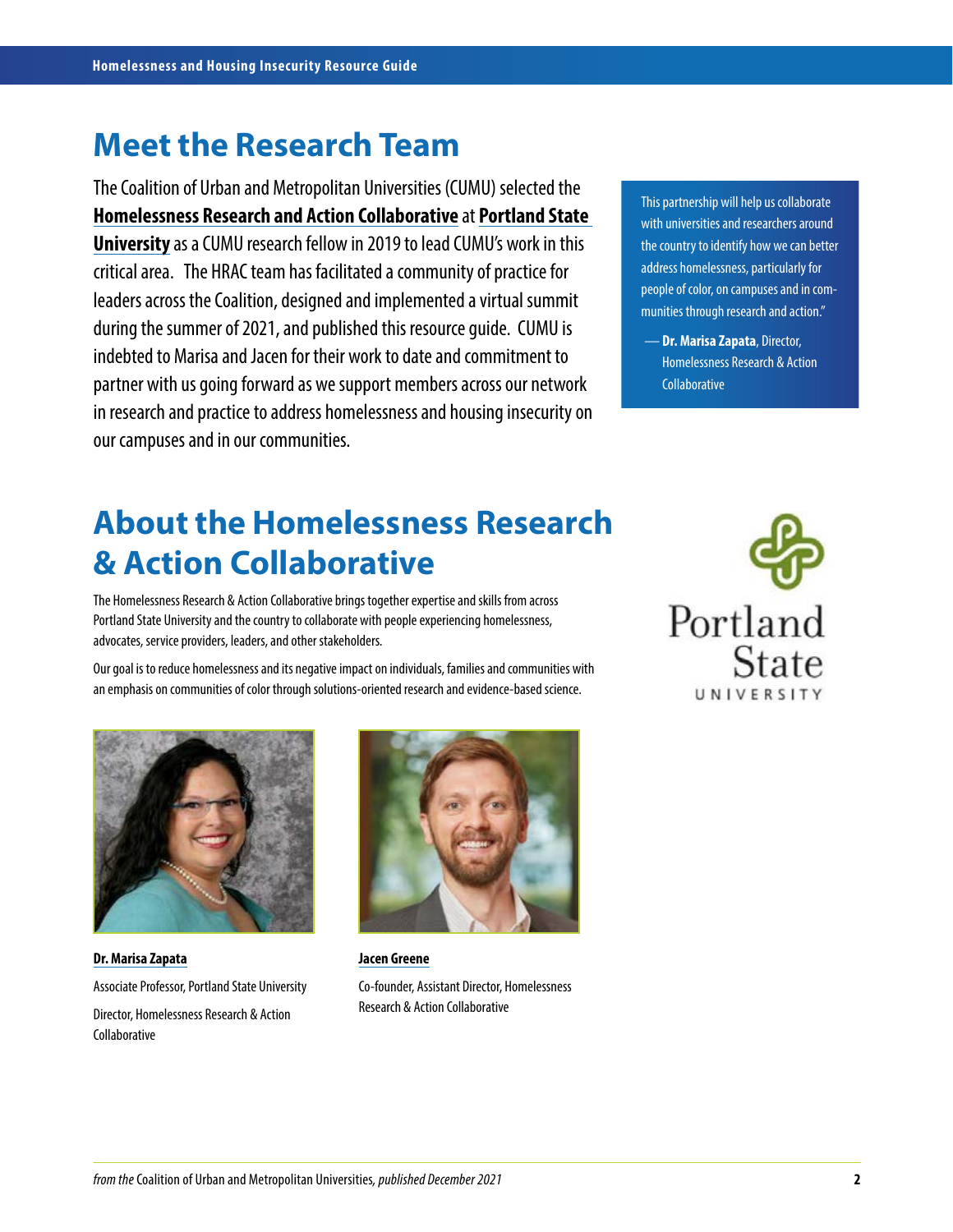# Meet the Research Team

The Coalition of Urban and Metropolitan Universities (CUMU) selected the **Homelessness Research and Action Collaborative** at **Portland State University** as a CUMU research fellow in 2019 to lead CUMU's work in this critical area. The HRAC team has facilitated a community of practice for leaders across the Coalition, designed and implemented a virtual summit during the summer of 2021, and published this resource guide. CUMU is indebted to Marisa and Jacen for their work to date and commitment to partner with us going forward as we support members across our network in research and practice to address homelessness and housing insecurity on our campuses and in our communities.

> This partnership will help us collaborate with universities and researchers around the country to identify how we can better address homelessness, particularly for people of color, on campuses and in communities through research and action."
>
> — **Dr. Marisa Zapata**, Director, Homelessness Research & Action Collaborative

# About the Homelessness Research & Action Collaborative

The Homelessness Research & Action Collaborative brings together expertise and skills from across Portland State University and the country to collaborate with people experiencing homelessness, advocates, service providers, leaders, and other stakeholders.

Our goal is to reduce homelessness and its negative impact on individuals, families and communities with an emphasis on communities of color through solutions-oriented research and evidence-based science.

Portland State University

**Dr. Marisa Zapata**

Associate Professor, Portland State University

Director, Homelessness Research & Action Collaborative

**Jacen Greene**

Co-founder, Assistant Director, Homelessness Research & Action Collaborative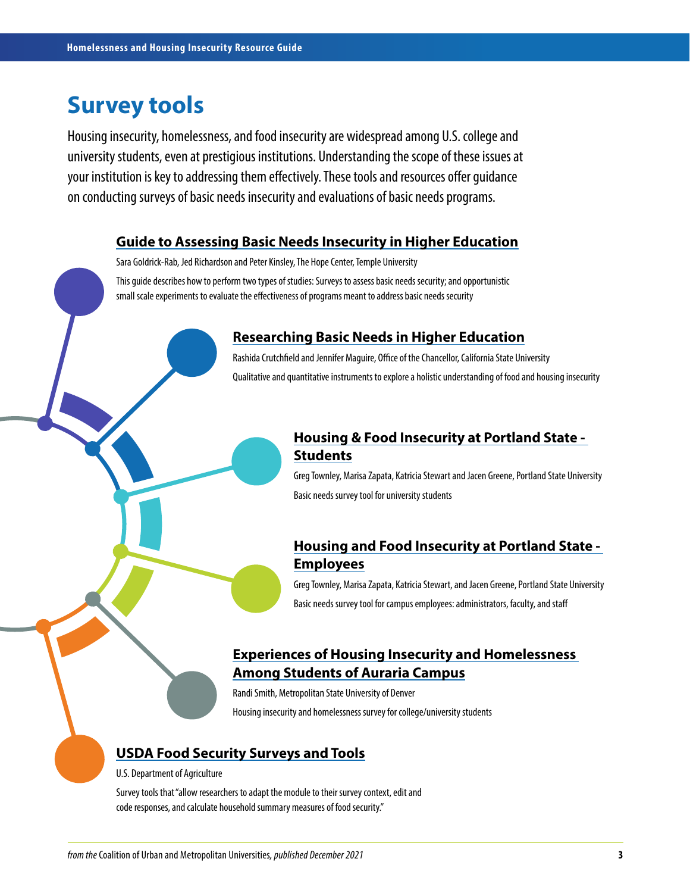# Survey tools

Housing insecurity, homelessness, and food insecurity are widespread among U.S. college and university students, even at prestigious institutions. Understanding the scope of these issues at your institution is key to addressing them effectively. These tools and resources offer guidance on conducting surveys of basic needs insecurity and evaluations of basic needs programs.

## Guide to Assessing Basic Needs Insecurity in Higher Education

Sara Goldrick-Rab, Jed Richardson and Peter Kinsley, The Hope Center, Temple University

This guide describes how to perform two types of studies: Surveys to assess basic needs security; and opportunistic small scale experiments to evaluate the effectiveness of programs meant to address basic needs security

## Researching Basic Needs in Higher Education

Rashida Crutchfield and Jennifer Maguire, Office of the Chancellor, California State University

Qualitative and quantitative instruments to explore a holistic understanding of food and housing insecurity

## Housing & Food Insecurity at Portland State - Students

Greg Townley, Marisa Zapata, Katricia Stewart and Jacen Greene, Portland State University

Basic needs survey tool for university students

## Housing and Food Insecurity at Portland State - Employees

Greg Townley, Marisa Zapata, Katricia Stewart, and Jacen Greene, Portland State University

Basic needs survey tool for campus employees: administrators, faculty, and staff

## Experiences of Housing Insecurity and Homelessness Among Students of Auraria Campus

Randi Smith, Metropolitan State University of Denver

Housing insecurity and homelessness survey for college/university students

## USDA Food Security Surveys and Tools

U.S. Department of Agriculture

Survey tools that "allow researchers to adapt the module to their survey context, edit and code responses, and calculate household summary measures of food security."

*from the* Coalition of Urban and Metropolitan Universities, *published December 2021*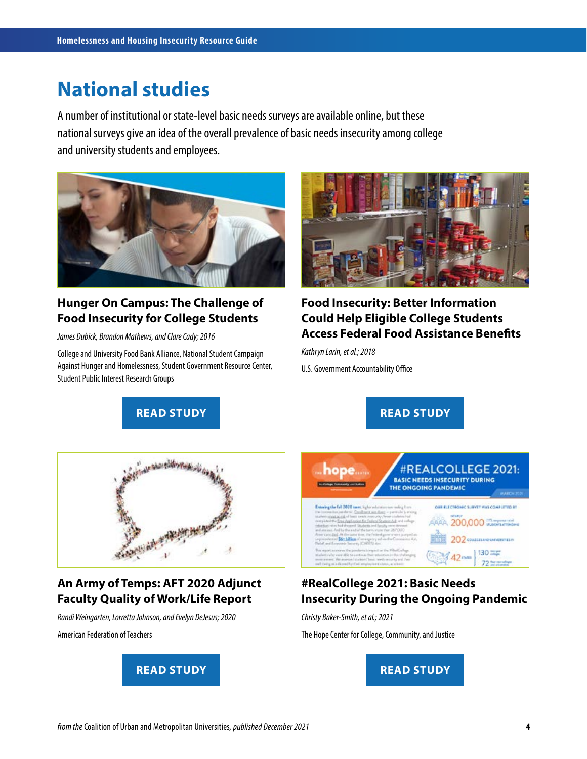# National studies

A number of institutional or state-level basic needs surveys are available online, but these national surveys give an idea of the overall prevalence of basic needs insecurity among college and university students and employees.

### Hunger On Campus: The Challenge of Food Insecurity for College Students

*James Dubick, Brandon Mathews, and Clare Cady; 2016*

College and University Food Bank Alliance, National Student Campaign Against Hunger and Homelessness, Student Government Resource Center, Student Public Interest Research Groups

**READ STUDY**

### Food Insecurity: Better Information Could Help Eligible College Students Access Federal Food Assistance Benefits

*Kathryn Larin, et al.; 2018*

U.S. Government Accountability Office

**READ STUDY**

### An Army of Temps: AFT 2020 Adjunct Faculty Quality of Work/Life Report

*Randi Weingarten, Lorretta Johnson, and Evelyn DeJesus; 2020*

American Federation of Teachers

**READ STUDY**

### #RealCollege 2021: Basic Needs Insecurity During the Ongoing Pandemic

*Christy Baker-Smith, et al.; 2021*

The Hope Center for College, Community, and Justice

**READ STUDY**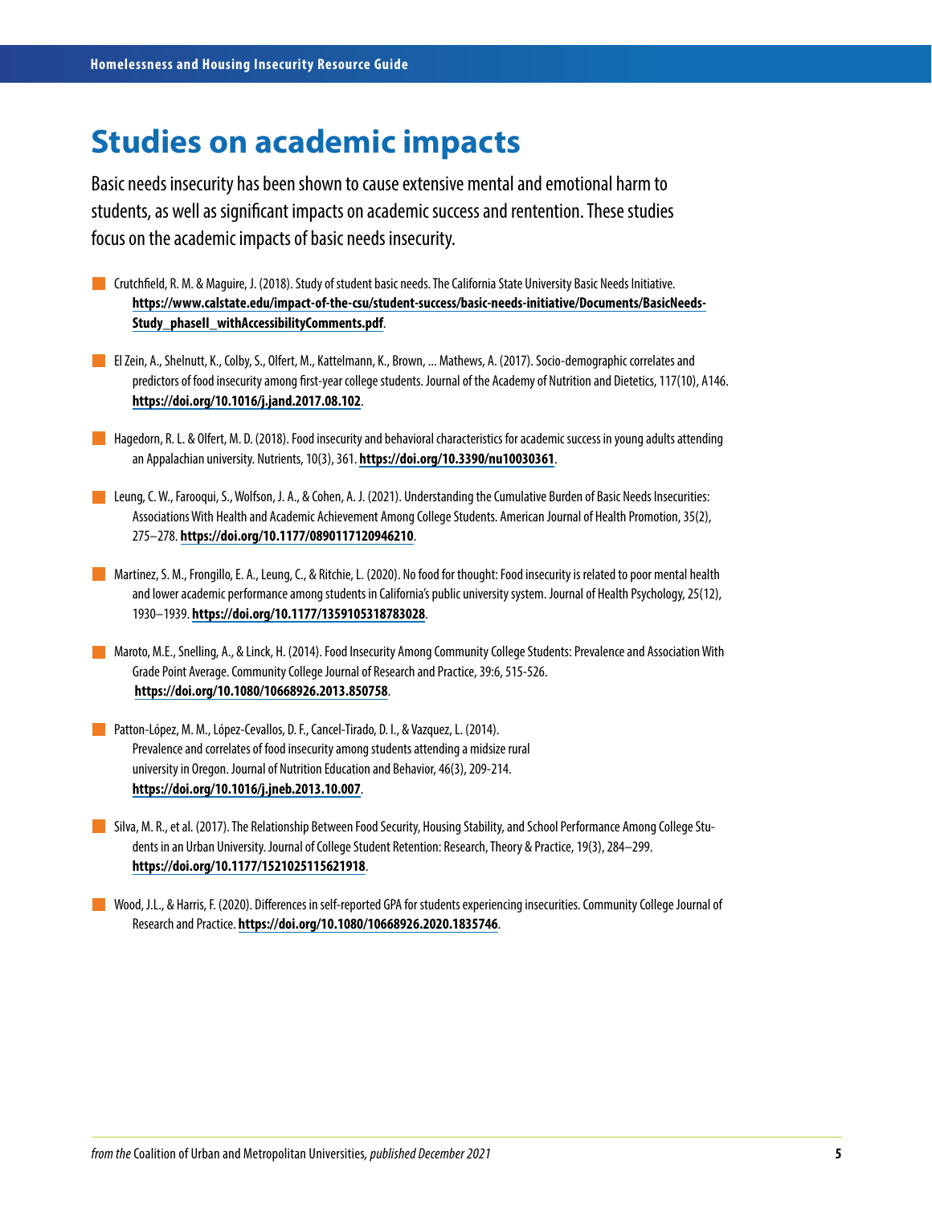# Studies on academic impacts

Basic needs insecurity has been shown to cause extensive mental and emotional harm to students, as well as significant impacts on academic success and rentention. These studies focus on the academic impacts of basic needs insecurity.

- Crutchfield, R. M. & Maguire, J. (2018). Study of student basic needs. The California State University Basic Needs Initiative. **https://www.calstate.edu/impact-of-the-csu/student-success/basic-needs-initiative/Documents/BasicNeeds-Study_phaseII_withAccessibilityComments.pdf**.

- El Zein, A., Shelnutt, K., Colby, S., Olfert, M., Kattelmann, K., Brown, ... Mathews, A. (2017). Socio-demographic correlates and predictors of food insecurity among first-year college students. Journal of the Academy of Nutrition and Dietetics, 117(10), A146. **https://doi.org/10.1016/j.jand.2017.08.102**.

- Hagedorn, R. L. & Olfert, M. D. (2018). Food insecurity and behavioral characteristics for academic success in young adults attending an Appalachian university. Nutrients, 10(3), 361. **https://doi.org/10.3390/nu10030361**.

- Leung, C. W., Farooqui, S., Wolfson, J. A., & Cohen, A. J. (2021). Understanding the Cumulative Burden of Basic Needs Insecurities: Associations With Health and Academic Achievement Among College Students. American Journal of Health Promotion, 35(2), 275–278. **https://doi.org/10.1177/0890117120946210**.

- Martinez, S. M., Frongillo, E. A., Leung, C., & Ritchie, L. (2020). No food for thought: Food insecurity is related to poor mental health and lower academic performance among students in California's public university system. Journal of Health Psychology, 25(12), 1930–1939. **https://doi.org/10.1177/1359105318783028**.

- Maroto, M.E., Snelling, A., & Linck, H. (2014). Food Insecurity Among Community College Students: Prevalence and Association With Grade Point Average. Community College Journal of Research and Practice, 39:6, 515-526. **https://doi.org/10.1080/10668926.2013.850758**.

- Patton-López, M. M., López-Cevallos, D. F., Cancel-Tirado, D. I., & Vazquez, L. (2014). Prevalence and correlates of food insecurity among students attending a midsize rural university in Oregon. Journal of Nutrition Education and Behavior, 46(3), 209-214. **https://doi.org/10.1016/j.jneb.2013.10.007**.

- Silva, M. R., et al. (2017). The Relationship Between Food Security, Housing Stability, and School Performance Among College Students in an Urban University. Journal of College Student Retention: Research, Theory & Practice, 19(3), 284–299. **https://doi.org/10.1177/1521025115621918**.

- Wood, J.L., & Harris, F. (2020). Differences in self-reported GPA for students experiencing insecurities. Community College Journal of Research and Practice. **https://doi.org/10.1080/10668926.2020.1835746**.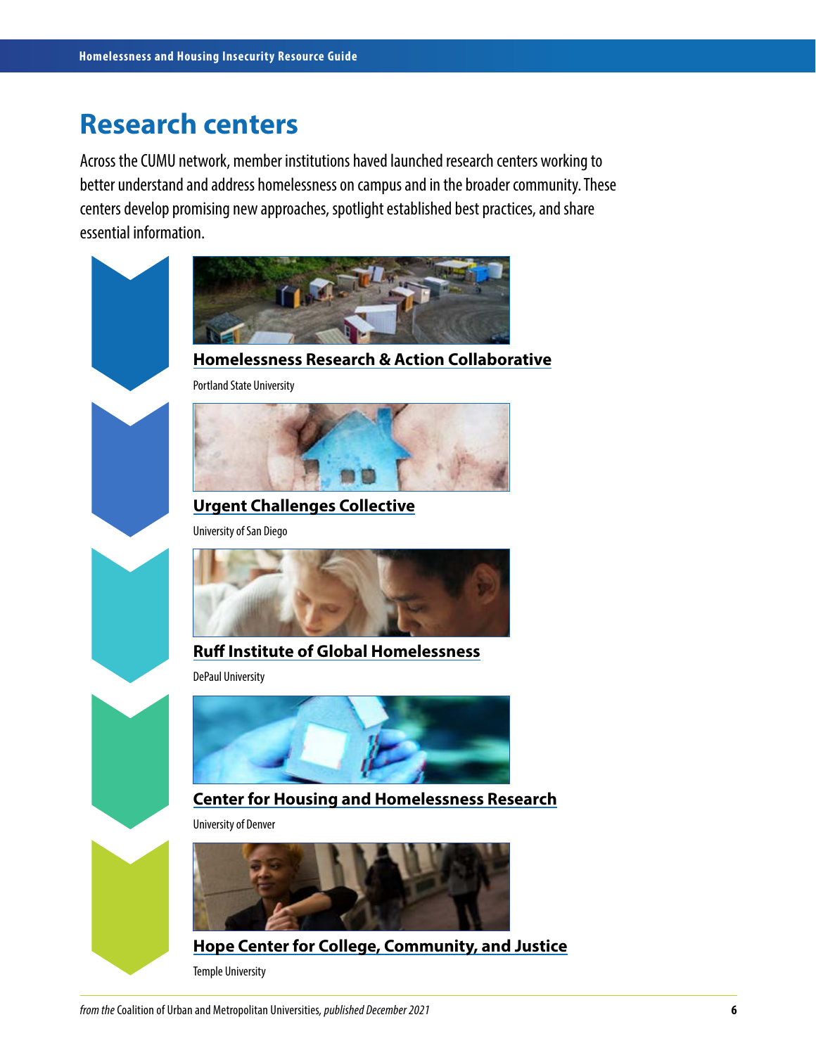# Research centers

Across the CUMU network, member institutions haved launched research centers working to better understand and address homelessness on campus and in the broader community. These centers develop promising new approaches, spotlight established best practices, and share essential information.

**Homelessness Research & Action Collaborative**

Portland State University

**Urgent Challenges Collective**

University of San Diego

**Ruff Institute of Global Homelessness**

DePaul University

**Center for Housing and Homelessness Research**

University of Denver

**Hope Center for College, Community, and Justice**

Temple University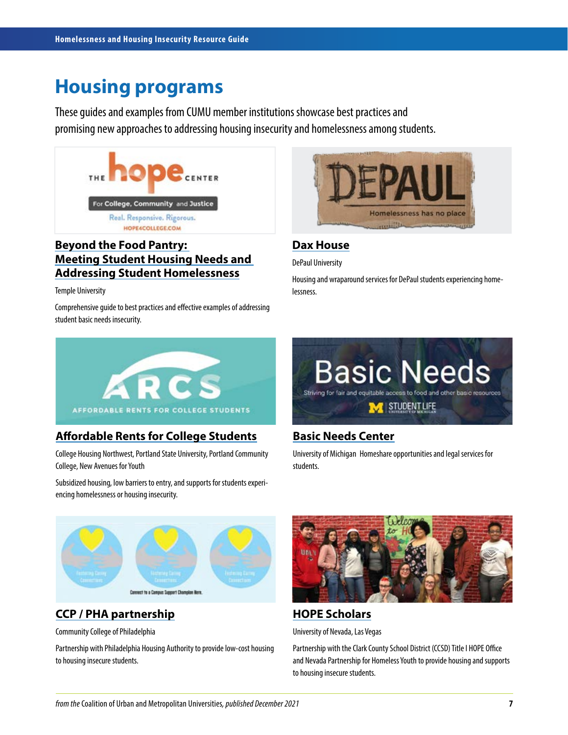# Housing programs

These guides and examples from CUMU member institutions showcase best practices and promising new approaches to addressing housing insecurity and homelessness among students.

### Beyond the Food Pantry: Meeting Student Housing Needs and Addressing Student Homelessness

Temple University

Comprehensive guide to best practices and effective examples of addressing student basic needs insecurity.

### Dax House

DePaul University

Housing and wraparound services for DePaul students experiencing homelessness.

### Affordable Rents for College Students

College Housing Northwest, Portland State University, Portland Community College, New Avenues for Youth

Subsidized housing, low barriers to entry, and supports for students experiencing homelessness or housing insecurity.

### Basic Needs Center

University of Michigan Homeshare opportunities and legal services for students.

### CCP / PHA partnership

Community College of Philadelphia

Partnership with Philadelphia Housing Authority to provide low-cost housing to housing insecure students.

### HOPE Scholars

University of Nevada, Las Vegas

Partnership with the Clark County School District (CCSD) Title I HOPE Office and Nevada Partnership for Homeless Youth to provide housing and supports to housing insecure students.

*from the* Coalition of Urban and Metropolitan Universities, *published December 2021*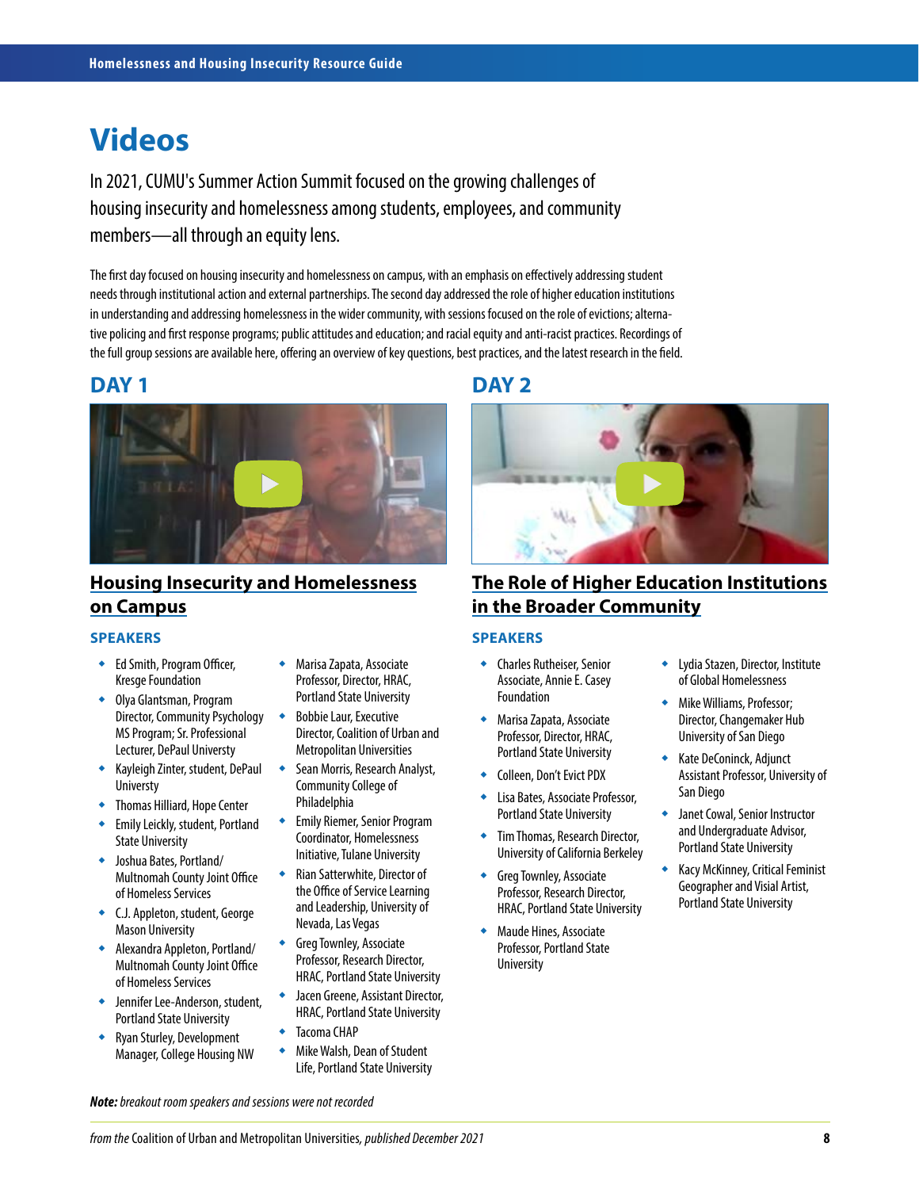# Videos

In 2021, CUMU's Summer Action Summit focused on the growing challenges of housing insecurity and homelessness among students, employees, and community members—all through an equity lens.

The first day focused on housing insecurity and homelessness on campus, with an emphasis on effectively addressing student needs through institutional action and external partnerships. The second day addressed the role of higher education institutions in understanding and addressing homelessness in the wider community, with sessions focused on the role of evictions; alternative policing and first response programs; public attitudes and education; and racial equity and anti-racist practices. Recordings of the full group sessions are available here, offering an overview of key questions, best practices, and the latest research in the field.

## DAY 1

### Housing Insecurity and Homelessness on Campus

#### SPEAKERS

- Ed Smith, Program Officer, Kresge Foundation
- Olya Glantsman, Program Director, Community Psychology MS Program; Sr. Professional Lecturer, DePaul University
- Kayleigh Zinter, student, DePaul University
- Thomas Hilliard, Hope Center
- Emily Leickly, student, Portland State University
- Joshua Bates, Portland/Multnomah County Joint Office of Homeless Services
- C.J. Appleton, student, George Mason University
- Alexandra Appleton, Portland/Multnomah County Joint Office of Homeless Services
- Jennifer Lee-Anderson, student, Portland State University
- Ryan Sturley, Development Manager, College Housing NW
- Marisa Zapata, Associate Professor, Director, HRAC, Portland State University
- Bobbie Laur, Executive Director, Coalition of Urban and Metropolitan Universities
- Sean Morris, Research Analyst, Community College of Philadelphia
- Emily Riemer, Senior Program Coordinator, Homelessness Initiative, Tulane University
- Rian Satterwhite, Director of the Office of Service Learning and Leadership, University of Nevada, Las Vegas
- Greg Townley, Associate Professor, Research Director, HRAC, Portland State University
- Jacen Greene, Assistant Director, HRAC, Portland State University
- Tacoma CHAP
- Mike Walsh, Dean of Student Life, Portland State University

## DAY 2

### The Role of Higher Education Institutions in the Broader Community

#### SPEAKERS

- Charles Rutheiser, Senior Associate, Annie E. Casey Foundation
- Marisa Zapata, Associate Professor, Director, HRAC, Portland State University
- Colleen, Don't Evict PDX
- Lisa Bates, Associate Professor, Portland State University
- Tim Thomas, Research Director, University of California Berkeley
- Greg Townley, Associate Professor, Research Director, HRAC, Portland State University
- Maude Hines, Associate Professor, Portland State University
- Lydia Stazen, Director, Institute of Global Homelessness
- Mike Williams, Professor; Director, Changemaker Hub University of San Diego
- Kate DeConinck, Adjunct Assistant Professor, University of San Diego
- Janet Cowal, Senior Instructor and Undergraduate Advisor, Portland State University
- Kacy McKinney, Critical Feminist Geographer and Visial Artist, Portland State University

***Note:*** *breakout room speakers and sessions were not recorded*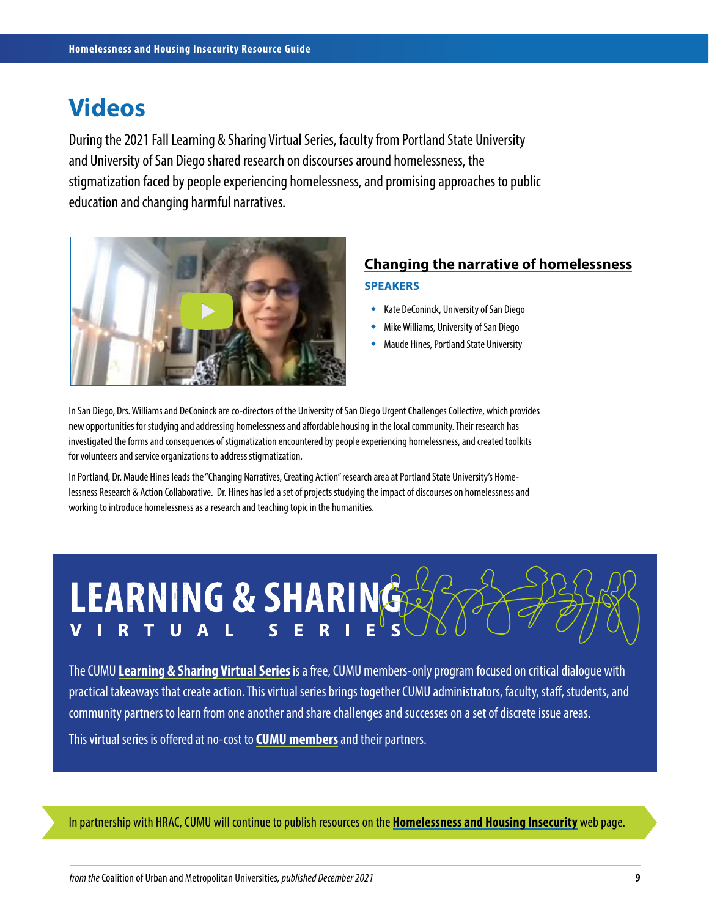# Videos

During the 2021 Fall Learning & Sharing Virtual Series, faculty from Portland State University and University of San Diego shared research on discourses around homelessness, the stigmatization faced by people experiencing homelessness, and promising approaches to public education and changing harmful narratives.

## Changing the narrative of homelessness

**SPEAKERS**

- Kate DeConinck, University of San Diego
- Mike Williams, University of San Diego
- Maude Hines, Portland State University

In San Diego, Drs. Williams and DeConinck are co-directors of the University of San Diego Urgent Challenges Collective, which provides new opportunities for studying and addressing homelessness and affordable housing in the local community. Their research has investigated the forms and consequences of stigmatization encountered by people experiencing homelessness, and created toolkits for volunteers and service organizations to address stigmatization.

In Portland, Dr. Maude Hines leads the "Changing Narratives, Creating Action" research area at Portland State University's Homelessness Research & Action Collaborative. Dr. Hines has led a set of projects studying the impact of discourses on homelessness and working to introduce homelessness as a research and teaching topic in the humanities.

## LEARNING & SHARING VIRTUAL SERIES

The CUMU **Learning & Sharing Virtual Series** is a free, CUMU members-only program focused on critical dialogue with practical takeaways that create action. This virtual series brings together CUMU administrators, faculty, staff, students, and community partners to learn from one another and share challenges and successes on a set of discrete issue areas.

This virtual series is offered at no-cost to **CUMU members** and their partners.

In partnership with HRAC, CUMU will continue to publish resources on the **Homelessness and Housing Insecurity** web page.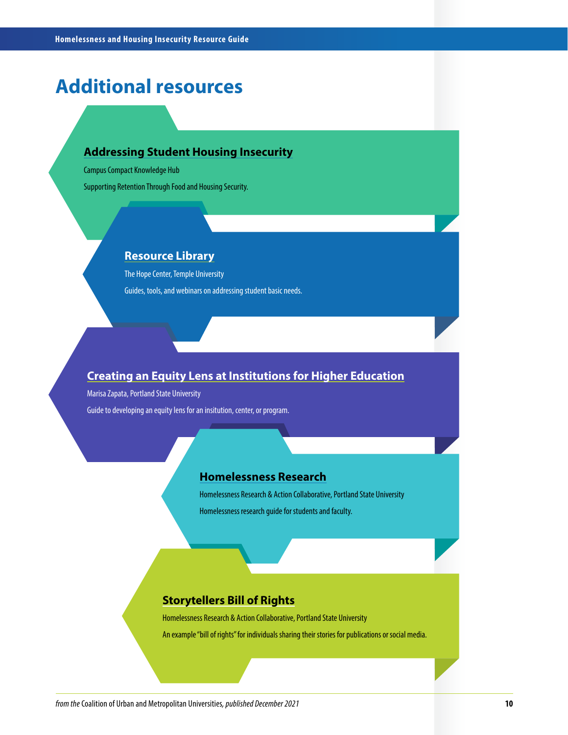# Additional resources

### Addressing Student Housing Insecurity

Campus Compact Knowledge Hub

Supporting Retention Through Food and Housing Security.

### Resource Library

The Hope Center, Temple University

Guides, tools, and webinars on addressing student basic needs.

### Creating an Equity Lens at Institutions for Higher Education

Marisa Zapata, Portland State University

Guide to developing an equity lens for an insitution, center, or program.

### Homelessness Research

Homelessness Research & Action Collaborative, Portland State University

Homelessness research guide for students and faculty.

### Storytellers Bill of Rights

Homelessness Research & Action Collaborative, Portland State University

An example "bill of rights" for individuals sharing their stories for publications or social media.

*from the* Coalition of Urban and Metropolitan Universities, *published December 2021*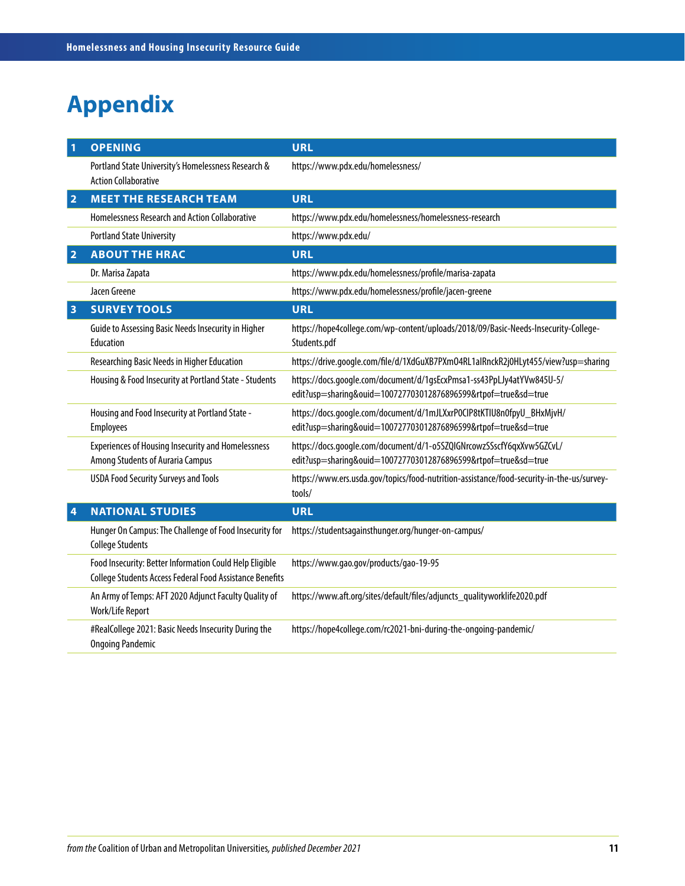# Appendix

| | | |
|---|---|---|
| **1** | **OPENING** | **URL** |
| | Portland State University's Homelessness Research & Action Collaborative | https://www.pdx.edu/homelessness/ |
| **2** | **MEET THE RESEARCH TEAM** | **URL** |
| | Homelessness Research and Action Collaborative | https://www.pdx.edu/homelessness/homelessness-research |
| | Portland State University | https://www.pdx.edu/ |
| **2** | **ABOUT THE HRAC** | **URL** |
| | Dr. Marisa Zapata | https://www.pdx.edu/homelessness/profile/marisa-zapata |
| | Jacen Greene | https://www.pdx.edu/homelessness/profile/jacen-greene |
| **3** | **SURVEY TOOLS** | **URL** |
| | Guide to Assessing Basic Needs Insecurity in Higher Education | https://hope4college.com/wp-content/uploads/2018/09/Basic-Needs-Insecurity-College-Students.pdf |
| | Researching Basic Needs in Higher Education | https://drive.google.com/file/d/1XdGuXB7PXmO4RL1aIRnckR2j0HLyt455/view?usp=sharing |
| | Housing & Food Insecurity at Portland State - Students | https://docs.google.com/document/d/1gsEcxPmsa1-ss43PpLJy4atYVw845U-5/edit?usp=sharing&ouid=100727703012876896599&rtpof=true&sd=true |
| | Housing and Food Insecurity at Portland State - Employees | https://docs.google.com/document/d/1mJLXxrP0CIP8tKTIU8n0fpyU_BHxMjvH/edit?usp=sharing&ouid=100727703012876896599&rtpof=true&sd=true |
| | Experiences of Housing Insecurity and Homelessness Among Students of Auraria Campus | https://docs.google.com/document/d/1-o5SZQIGNrcowzSSscfY6qxXvw5GZCvL/edit?usp=sharing&ouid=100727703012876896599&rtpof=true&sd=true |
| | USDA Food Security Surveys and Tools | https://www.ers.usda.gov/topics/food-nutrition-assistance/food-security-in-the-us/survey-tools/ |
| **4** | **NATIONAL STUDIES** | **URL** |
| | Hunger On Campus: The Challenge of Food Insecurity for College Students | https://studentsagainsthunger.org/hunger-on-campus/ |
| | Food Insecurity: Better Information Could Help Eligible College Students Access Federal Food Assistance Benefits | https://www.gao.gov/products/gao-19-95 |
| | An Army of Temps: AFT 2020 Adjunct Faculty Quality of Work/Life Report | https://www.aft.org/sites/default/files/adjuncts_qualityworklife2020.pdf |
| | #RealCollege 2021: Basic Needs Insecurity During the Ongoing Pandemic | https://hope4college.com/rc2021-bni-during-the-ongoing-pandemic/ |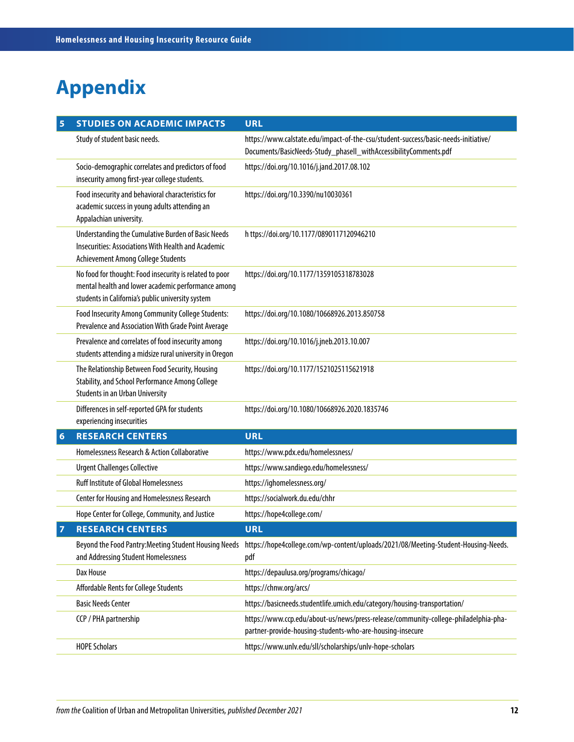# Appendix

| 5 | STUDIES ON ACADEMIC IMPACTS | URL |
|---|---|---|
| | Study of student basic needs. | https://www.calstate.edu/impact-of-the-csu/student-success/basic-needs-initiative/Documents/BasicNeeds-Study_phaseII_withAccessibilityComments.pdf |
| | Socio-demographic correlates and predictors of food insecurity among first-year college students. | https://doi.org/10.1016/j.jand.2017.08.102 |
| | Food insecurity and behavioral characteristics for academic success in young adults attending an Appalachian university. | https://doi.org/10.3390/nu10030361 |
| | Understanding the Cumulative Burden of Basic Needs Insecurities: Associations With Health and Academic Achievement Among College Students | h ttps://doi.org/10.1177/0890117120946210 |
| | No food for thought: Food insecurity is related to poor mental health and lower academic performance among students in California's public university system | https://doi.org/10.1177/1359105318783028 |
| | Food Insecurity Among Community College Students: Prevalence and Association With Grade Point Average | https://doi.org/10.1080/10668926.2013.850758 |
| | Prevalence and correlates of food insecurity among students attending a midsize rural university in Oregon | https://doi.org/10.1016/j.jneb.2013.10.007 |
| | The Relationship Between Food Security, Housing Stability, and School Performance Among College Students in an Urban University | https://doi.org/10.1177/1521025115621918 |
| | Differences in self-reported GPA for students experiencing insecurities | https://doi.org/10.1080/10668926.2020.1835746 |
| **6** | **RESEARCH CENTERS** | **URL** |
| | Homelessness Research & Action Collaborative | https://www.pdx.edu/homelessness/ |
| | Urgent Challenges Collective | https://www.sandiego.edu/homelessness/ |
| | Ruff Institute of Global Homelessness | https://ighomelessness.org/ |
| | Center for Housing and Homelessness Research | https://socialwork.du.edu/chhr |
| | Hope Center for College, Community, and Justice | https://hope4college.com/ |
| **7** | **RESEARCH CENTERS** | **URL** |
| | Beyond the Food Pantry:Meeting Student Housing Needs and Addressing Student Homelessness | https://hope4college.com/wp-content/uploads/2021/08/Meeting-Student-Housing-Needs.pdf |
| | Dax House | https://depaulusa.org/programs/chicago/ |
| | Affordable Rents for College Students | https://chnw.org/arcs/ |
| | Basic Needs Center | https://basicneeds.studentlife.umich.edu/category/housing-transportation/ |
| | CCP / PHA partnership | https://www.ccp.edu/about-us/news/press-release/community-college-philadelphia-pha-partner-provide-housing-students-who-are-housing-insecure |
| | HOPE Scholars | https://www.unlv.edu/sll/scholarships/unlv-hope-scholars |

*from the* Coalition of Urban and Metropolitan Universities, *published December 2021*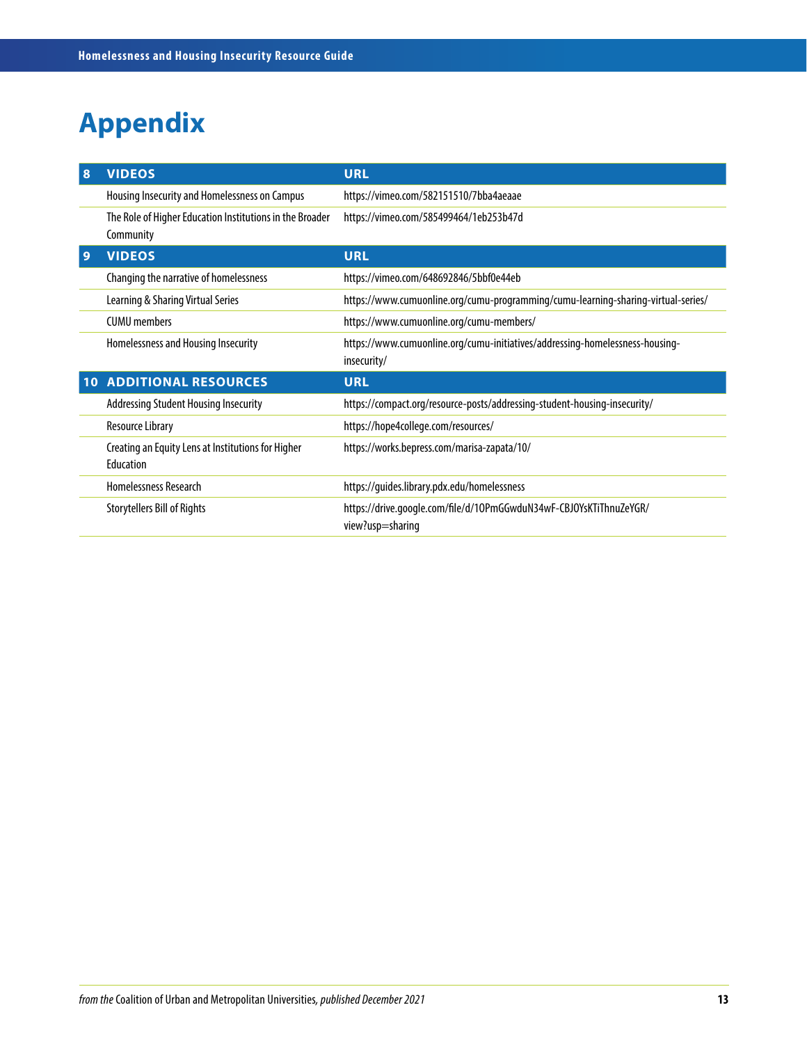# Appendix

| 8 | VIDEOS | URL |
|---|---|---|
| | Housing Insecurity and Homelessness on Campus | https://vimeo.com/582151510/7bba4aeaae |
| | The Role of Higher Education Institutions in the Broader Community | https://vimeo.com/585499464/1eb253b47d |
| **9** | **VIDEOS** | **URL** |
| | Changing the narrative of homelessness | https://vimeo.com/648692846/5bbf0e44eb |
| | Learning & Sharing Virtual Series | https://www.cumuonline.org/cumu-programming/cumu-learning-sharing-virtual-series/ |
| | CUMU members | https://www.cumuonline.org/cumu-members/ |
| | Homelessness and Housing Insecurity | https://www.cumuonline.org/cumu-initiatives/addressing-homelessness-housing-insecurity/ |
| **10** | **ADDITIONAL RESOURCES** | **URL** |
| | Addressing Student Housing Insecurity | https://compact.org/resource-posts/addressing-student-housing-insecurity/ |
| | Resource Library | https://hope4college.com/resources/ |
| | Creating an Equity Lens at Institutions for Higher Education | https://works.bepress.com/marisa-zapata/10/ |
| | Homelessness Research | https://guides.library.pdx.edu/homelessness |
| | Storytellers Bill of Rights | https://drive.google.com/file/d/10PmGGwduN34wF-CBJOYsKTiThnuZeYGR/view?usp=sharing |

*from the* Coalition of Urban and Metropolitan Universities, *published December 2021*